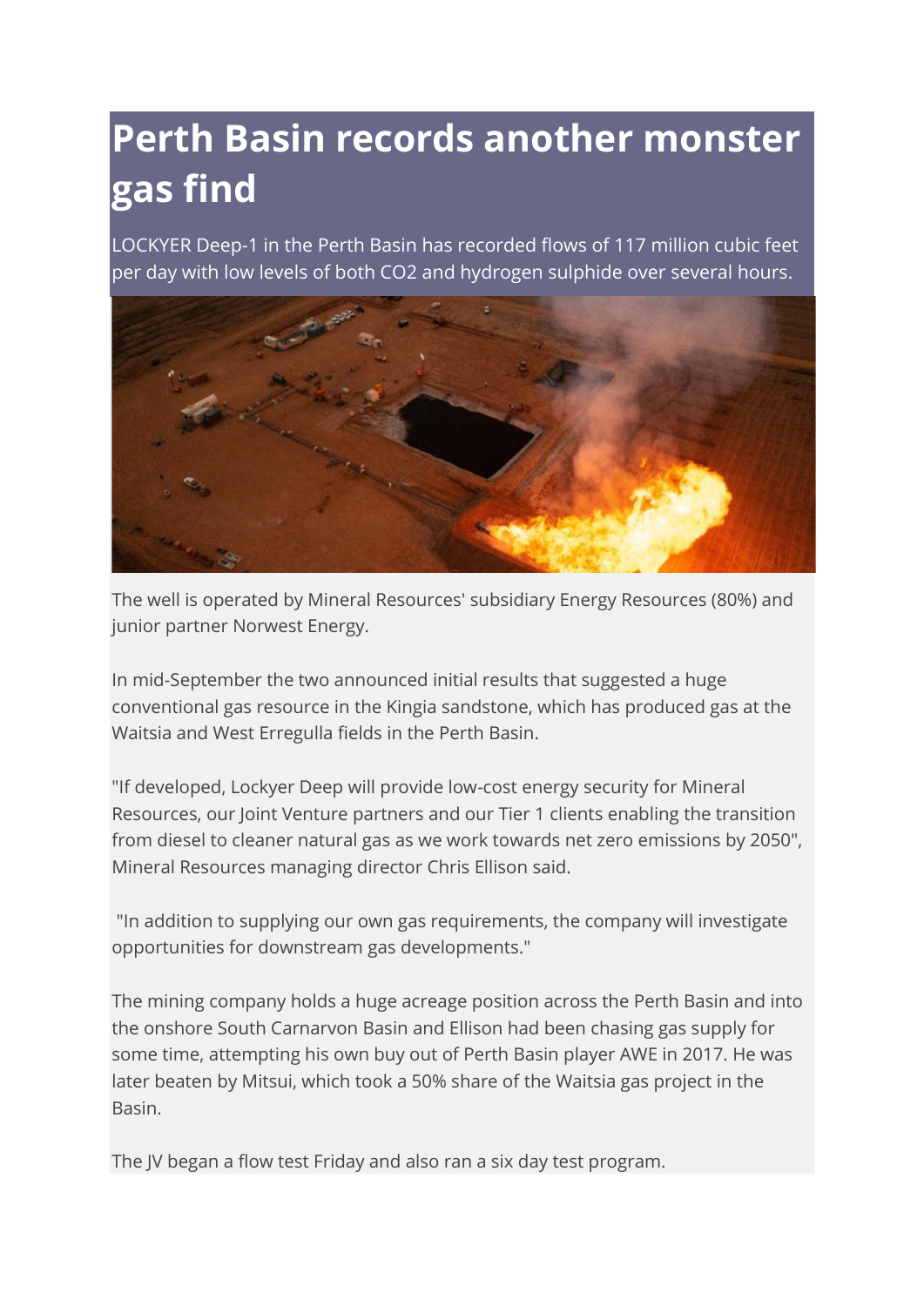# Perth Basin records another monster gas find

LOCKYER Deep-1 in the Perth Basin has recorded flows of 117 million cubic feet per day with low levels of both $CO_2$ and hydrogen sulphide over several hours.

The well is operated by Mineral Resources' subsidiary Energy Resources (80%) and junior partner Norwest Energy.

In mid-September the two announced initial results that suggested a huge conventional gas resource in the Kingia sandstone, which has produced gas at the Waitsia and West Erregulla fields in the Perth Basin.

"If developed, Lockyer Deep will provide low-cost energy security for Mineral Resources, our Joint Venture partners and our Tier 1 clients enabling the transition from diesel to cleaner natural gas as we work towards net zero emissions by 2050", Mineral Resources managing director Chris Ellison said.

"In addition to supplying our own gas requirements, the company will investigate opportunities for downstream gas developments."

The mining company holds a huge acreage position across the Perth Basin and into the onshore South Carnarvon Basin and Ellison had been chasing gas supply for some time, attempting his own buy out of Perth Basin player AWE in 2017. He was later beaten by Mitsui, which took a 50% share of the Waitsia gas project in the Basin.

The JV began a flow test Friday and also ran a six day test program.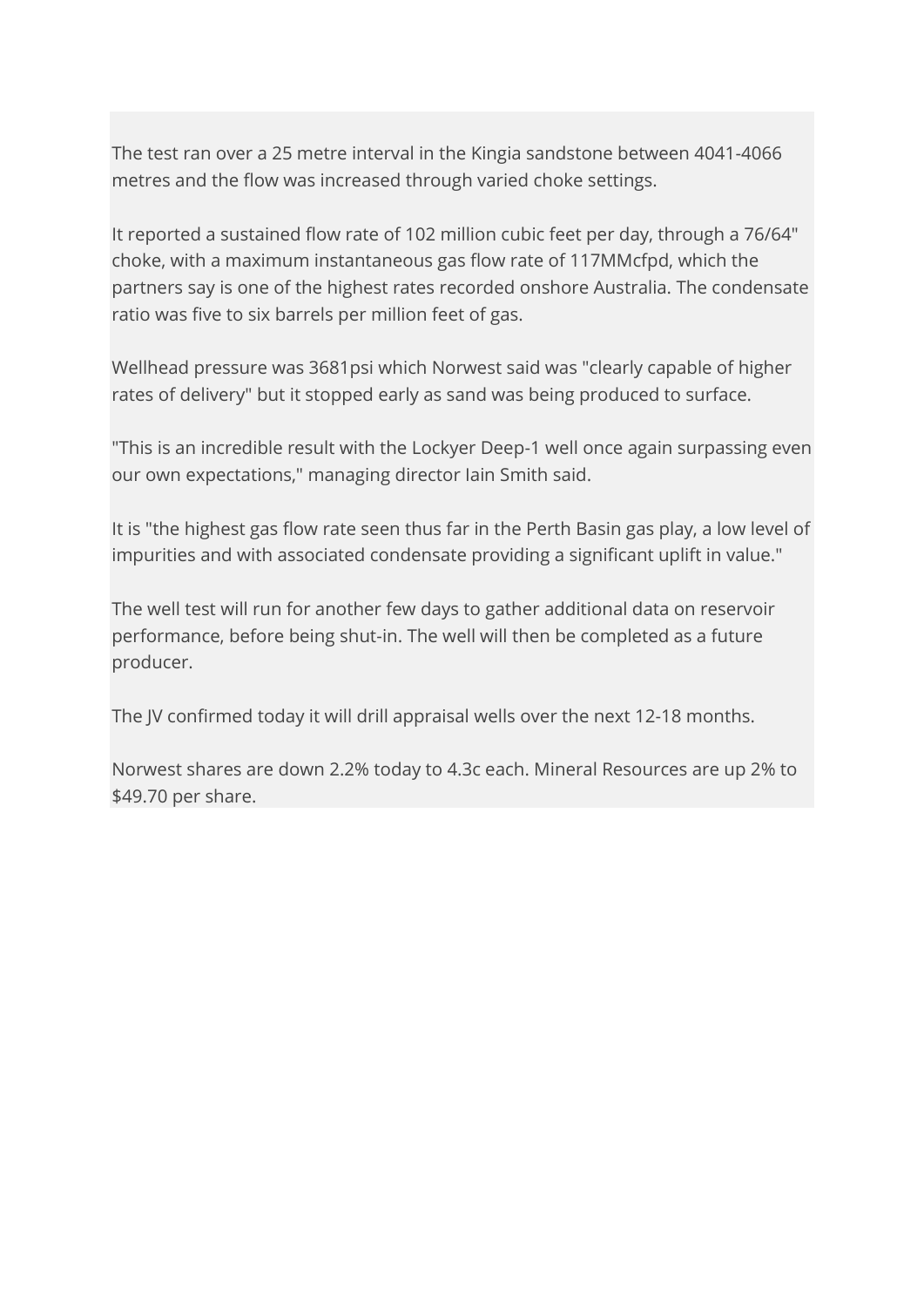The test ran over a 25 metre interval in the Kingia sandstone between 4041-4066 metres and the flow was increased through varied choke settings.

It reported a sustained flow rate of 102 million cubic feet per day, through a 76/64" choke, with a maximum instantaneous gas flow rate of 117MMcfpd, which the partners say is one of the highest rates recorded onshore Australia. The condensate ratio was five to six barrels per million feet of gas.

Wellhead pressure was 3681psi which Norwest said was "clearly capable of higher rates of delivery" but it stopped early as sand was being produced to surface.

"This is an incredible result with the Lockyer Deep-1 well once again surpassing even our own expectations," managing director Iain Smith said.

It is "the highest gas flow rate seen thus far in the Perth Basin gas play, a low level of impurities and with associated condensate providing a significant uplift in value."

The well test will run for another few days to gather additional data on reservoir performance, before being shut-in. The well will then be completed as a future producer.

The JV confirmed today it will drill appraisal wells over the next 12-18 months.

Norwest shares are down 2.2% today to 4.3c each. Mineral Resources are up 2% to $49.70 per share.